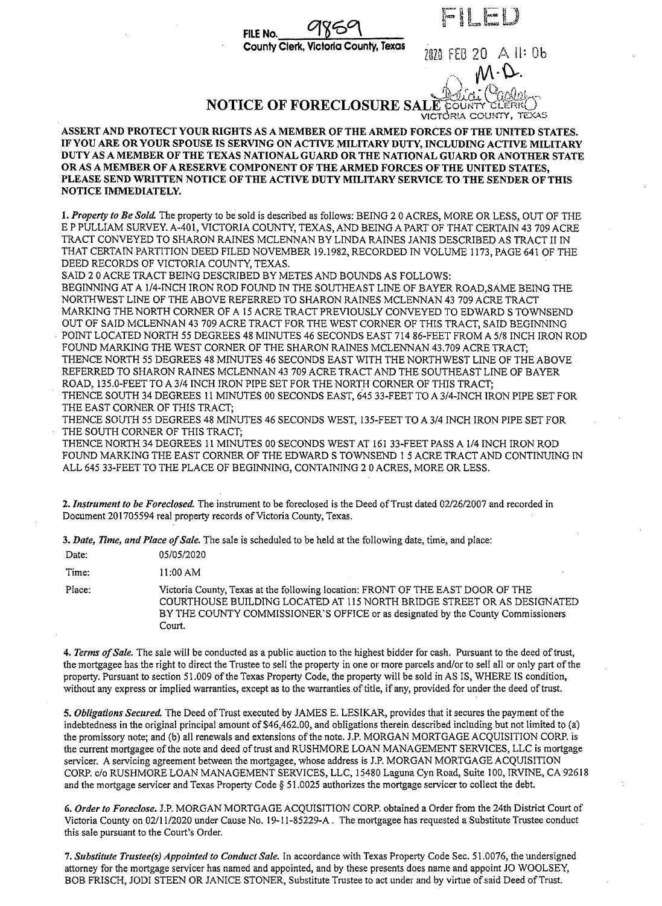FILE No. 9869

County Clerk, Victoria County, Texas

FILED

2020 FEB 20 A 11: 06

M.D.

COUNTY CLERK
VICTORIA COUNTY, TEXAS

# NOTICE OF FORECLOSURE SALE

**ASSERT AND PROTECT YOUR RIGHTS AS A MEMBER OF THE ARMED FORCES OF THE UNITED STATES. IF YOU ARE OR YOUR SPOUSE IS SERVING ON ACTIVE MILITARY DUTY, INCLUDING ACTIVE MILITARY DUTY AS A MEMBER OF THE TEXAS NATIONAL GUARD OR THE NATIONAL GUARD OR ANOTHER STATE OR AS A MEMBER OF A RESERVE COMPONENT OF THE ARMED FORCES OF THE UNITED STATES, PLEASE SEND WRITTEN NOTICE OF THE ACTIVE DUTY MILITARY SERVICE TO THE SENDER OF THIS NOTICE IMMEDIATELY.**

1. *Property to Be Sold.* The property to be sold is described as follows: BEING 2 0 ACRES, MORE OR LESS, OUT OF THE E P PULLIAM SURVEY. A-401, VICTORIA COUNTY, TEXAS, AND BEING A PART OF THAT CERTAIN 43 709 ACRE TRACT CONVEYED TO SHARON RAINES MCLENNAN BY LINDA RAINES JANIS DESCRIBED AS TRACT II IN THAT CERTAIN PARTITION DEED FILED NOVEMBER 19.1982, RECORDED IN VOLUME 1173, PAGE 641 OF THE DEED RECORDS OF VICTORIA COUNTY, TEXAS.

SAID 2 0 ACRE TRACT BEING DESCRIBED BY METES AND BOUNDS AS FOLLOWS:

BEGINNING AT A 1/4-INCH IRON ROD FOUND IN THE SOUTHEAST LINE OF BAYER ROAD,SAME BEING THE NORTHWEST LINE OF THE ABOVE REFERRED TO SHARON RAINES MCLENNAN 43 709 ACRE TRACT MARKING THE NORTH CORNER OF A 15 ACRE TRACT PREVIOUSLY CONVEYED TO EDWARD S TOWNSEND OUT OF SAID MCLENNAN 43 709 ACRE TRACT FOR THE WEST CORNER OF THIS TRACT, SAID BEGINNING POINT LOCATED NORTH 55 DEGREES 48 MINUTES 46 SECONDS EAST 714 86-FEET FROM A 5/8 INCH IRON ROD FOUND MARKING THE WEST CORNER OF THE SHARON RAINES MCLENNAN 43.709 ACRE TRACT;

THENCE NORTH 55 DEGREES 48 MINUTES 46 SECONDS EAST WITH THE NORTHWEST LINE OF THE ABOVE REFERRED TO SHARON RAINES MCLENNAN 43 709 ACRE TRACT AND THE SOUTHEAST LINE OF BAYER ROAD, 135.0-FEET TO A 3/4 INCH IRON PIPE SET FOR THE NORTH CORNER OF THIS TRACT;

THENCE SOUTH 34 DEGREES 11 MINUTES 00 SECONDS EAST, 645 33-FEET TO A 3/4-INCH IRON PIPE SET FOR THE EAST CORNER OF THIS TRACT;

THENCE SOUTH 55 DEGREES 48 MINUTES 46 SECONDS WEST, 135-FEET TO A 3/4 INCH IRON PIPE SET FOR THE SOUTH CORNER OF THIS TRACT;

THENCE NORTH 34 DEGREES 11 MINUTES 00 SECONDS WEST AT 161 33-FEET PASS A 1/4 INCH IRON ROD FOUND MARKING THE EAST CORNER OF THE EDWARD S TOWNSEND 1 5 ACRE TRACT AND CONTINUING IN ALL 645 33-FEET TO THE PLACE OF BEGINNING, CONTAINING 2 0 ACRES, MORE OR LESS.

2. *Instrument to be Foreclosed.* The instrument to be foreclosed is the Deed of Trust dated 02/26/2007 and recorded in Document 201705594 real property records of Victoria County, Texas.

3. *Date, Time, and Place of Sale.* The sale is scheduled to be held at the following date, time, and place:

Date: 05/05/2020

Time: 11:00 AM

Place: Victoria County, Texas at the following location: FRONT OF THE EAST DOOR OF THE COURTHOUSE BUILDING LOCATED AT 115 NORTH BRIDGE STREET OR AS DESIGNATED BY THE COUNTY COMMISSIONER'S OFFICE or as designated by the County Commissioners Court.

4. *Terms of Sale.* The sale will be conducted as a public auction to the highest bidder for cash. Pursuant to the deed of trust, the mortgagee has the right to direct the Trustee to sell the property in one or more parcels and/or to sell all or only part of the property. Pursuant to section 51.009 of the Texas Property Code, the property will be sold in AS IS, WHERE IS condition, without any express or implied warranties, except as to the warranties of title, if any, provided for under the deed of trust.

5. *Obligations Secured.* The Deed of Trust executed by JAMES E. LESIKAR, provides that it secures the payment of the indebtedness in the original principal amount of $46,462.00, and obligations therein described including but not limited to (a) the promissory note; and (b) all renewals and extensions of the note. J.P. MORGAN MORTGAGE ACQUISITION CORP. is the current mortgagee of the note and deed of trust and RUSHMORE LOAN MANAGEMENT SERVICES, LLC is mortgage servicer. A servicing agreement between the mortgagee, whose address is J.P. MORGAN MORTGAGE ACQUISITION CORP. c/o RUSHMORE LOAN MANAGEMENT SERVICES, LLC, 15480 Laguna Cyn Road, Suite 100, IRVINE, CA 92618 and the mortgage servicer and Texas Property Code § 51.0025 authorizes the mortgage servicer to collect the debt.

6. *Order to Foreclose.* J.P. MORGAN MORTGAGE ACQUISITION CORP. obtained a Order from the 24th District Court of Victoria County on 02/11/2020 under Cause No. 19-11-85229-A . The mortgagee has requested a Substitute Trustee conduct this sale pursuant to the Court's Order.

7. *Substitute Trustee(s) Appointed to Conduct Sale.* In accordance with Texas Property Code Sec. 51.0076, the undersigned attorney for the mortgage servicer has named and appointed, and by these presents does name and appoint JO WOOLSEY, BOB FRISCH, JODI STEEN OR JANICE STONER, Substitute Trustee to act under and by virtue of said Deed of Trust.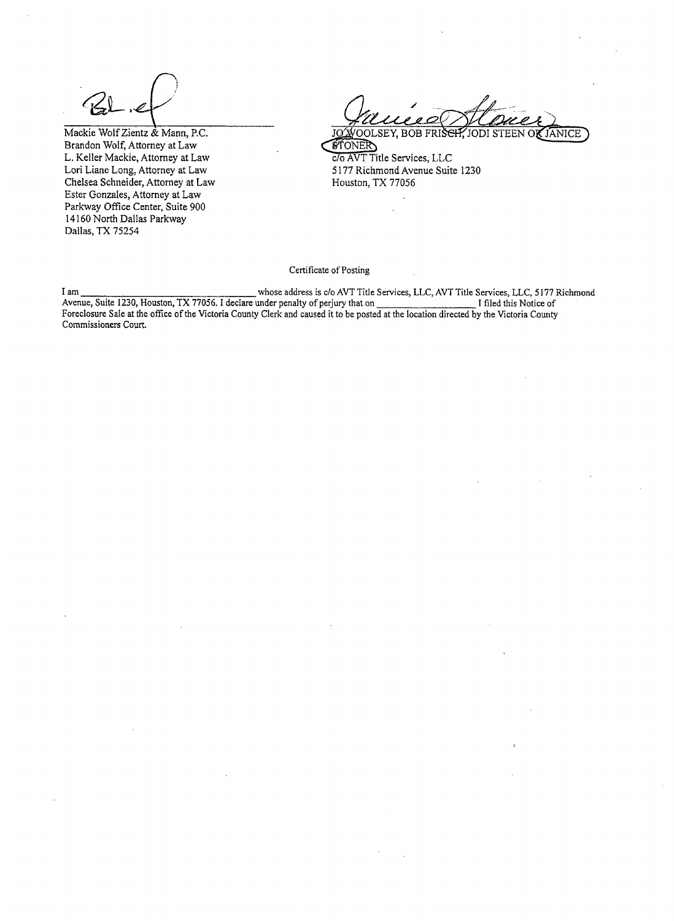Mackie Wolf Zientz & Mann, P.C.
Brandon Wolf, Attorney at Law
L. Keller Mackie, Attorney at Law
Lori Liane Long, Attorney at Law
Chelsea Schneider, Attorney at Law
Ester Gonzales, Attorney at Law
Parkway Office Center, Suite 900
14160 North Dallas Parkway
Dallas, TX 75254

JO WOOLSEY, BOB FRISCH, JODI STEEN OR JANICE STONER
c/o AVT Title Services, LLC
5177 Richmond Avenue Suite 1230
Houston, TX 77056

Certificate of Posting

I am ______________________________ whose address is c/o AVT Title Services, LLC, AVT Title Services, LLC, 5177 Richmond Avenue, Suite 1230, Houston, TX 77056. I declare under penalty of perjury that on ____________________ I filed this Notice of Foreclosure Sale at the office of the Victoria County Clerk and caused it to be posted at the location directed by the Victoria County Commissioners Court.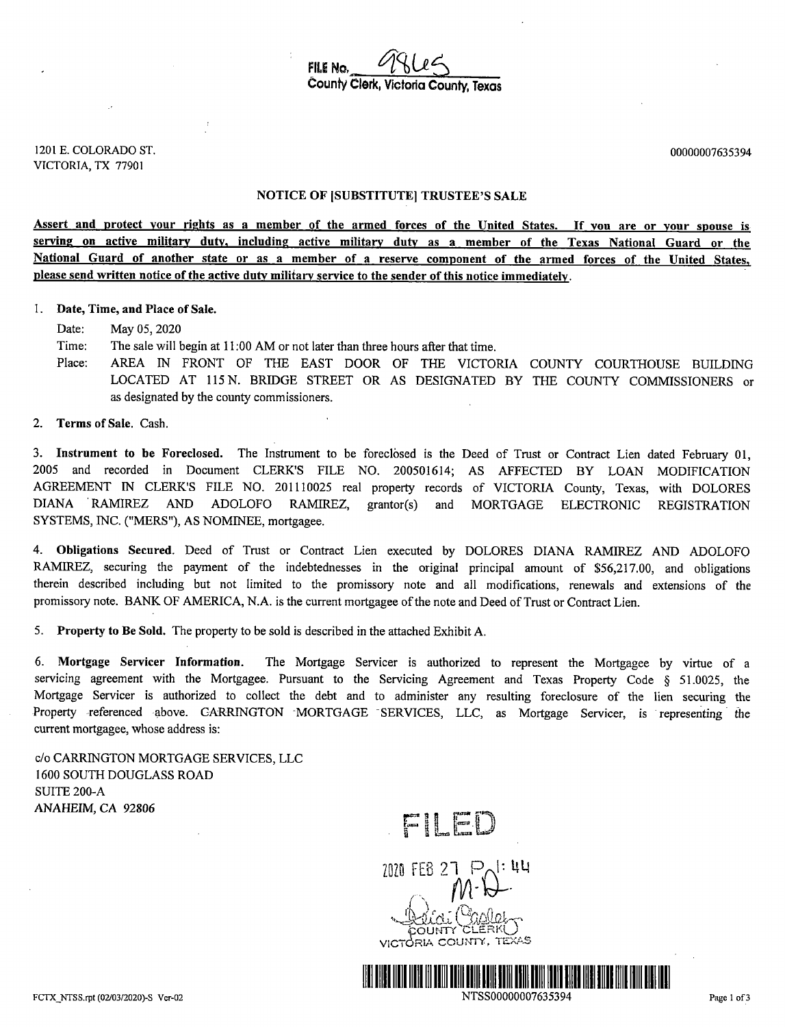FILE No. 98U5
County Clerk, Victoria County, Texas

1201 E. COLORADO ST.
VICTORIA, TX 77901

00000007635394

## NOTICE OF [SUBSTITUTE] TRUSTEE'S SALE

**Assert and protect your rights as a member of the armed forces of the United States. If you are or your spouse is serving on active military duty, including active military duty as a member of the Texas National Guard or the National Guard of another state or as a member of a reserve component of the armed forces of the United States, please send written notice of the active duty military service to the sender of this notice immediately.**

1. **Date, Time, and Place of Sale.**

   Date: May 05, 2020

   Time: The sale will begin at 11:00 AM or not later than three hours after that time.

   Place: AREA IN FRONT OF THE EAST DOOR OF THE VICTORIA COUNTY COURTHOUSE BUILDING LOCATED AT 115 N. BRIDGE STREET OR AS DESIGNATED BY THE COUNTY COMMISSIONERS or as designated by the county commissioners.

2. **Terms of Sale.** Cash.

3. **Instrument to be Foreclosed.** The Instrument to be foreclosed is the Deed of Trust or Contract Lien dated February 01, 2005 and recorded in Document CLERK'S FILE NO. 200501614; AS AFFECTED BY LOAN MODIFICATION AGREEMENT IN CLERK'S FILE NO. 201110025 real property records of VICTORIA County, Texas, with DOLORES DIANA RAMIREZ AND ADOLOFO RAMIREZ, grantor(s) and MORTGAGE ELECTRONIC REGISTRATION SYSTEMS, INC. ("MERS"), AS NOMINEE, mortgagee.

4. **Obligations Secured.** Deed of Trust or Contract Lien executed by DOLORES DIANA RAMIREZ AND ADOLOFO RAMIREZ, securing the payment of the indebtednesses in the original principal amount of $56,217.00, and obligations therein described including but not limited to the promissory note and all modifications, renewals and extensions of the promissory note. BANK OF AMERICA, N.A. is the current mortgagee of the note and Deed of Trust or Contract Lien.

5. **Property to Be Sold.** The property to be sold is described in the attached Exhibit A.

6. **Mortgage Servicer Information.** The Mortgage Servicer is authorized to represent the Mortgagee by virtue of a servicing agreement with the Mortgagee. Pursuant to the Servicing Agreement and Texas Property Code § 51.0025, the Mortgage Servicer is authorized to collect the debt and to administer any resulting foreclosure of the lien securing the Property referenced above. CARRINGTON MORTGAGE SERVICES, LLC, as Mortgage Servicer, is representing the current mortgagee, whose address is:

c/o CARRINGTON MORTGAGE SERVICES, LLC
1600 SOUTH DOUGLASS ROAD
SUITE 200-A
ANAHEIM, CA 92806

FILED
2020 FEB 27 P 1:44
COUNTY CLERK
VICTORIA COUNTY, TEXAS

FCTX_NTSS.rpt (02/03/2020)-S Ver-02

NTSS00000007635394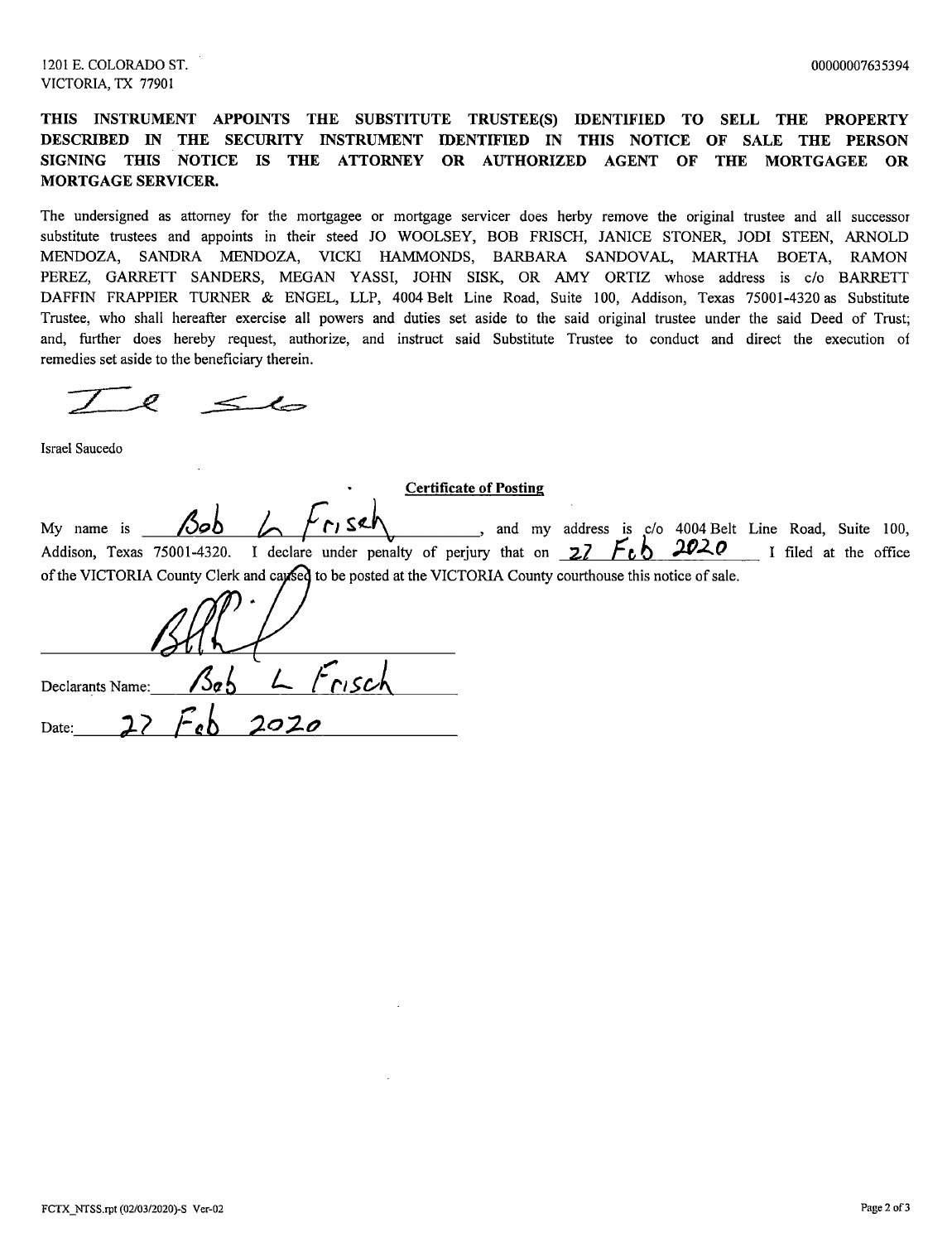1201 E. COLORADO ST.
VICTORIA, TX 77901

00000007635394

**THIS INSTRUMENT APPOINTS THE SUBSTITUTE TRUSTEE(S) IDENTIFIED TO SELL THE PROPERTY DESCRIBED IN THE SECURITY INSTRUMENT IDENTIFIED IN THIS NOTICE OF SALE THE PERSON SIGNING THIS NOTICE IS THE ATTORNEY OR AUTHORIZED AGENT OF THE MORTGAGEE OR MORTGAGE SERVICER.**

The undersigned as attorney for the mortgagee or mortgage servicer does herby remove the original trustee and all successor substitute trustees and appoints in their steed JO WOOLSEY, BOB FRISCH, JANICE STONER, JODI STEEN, ARNOLD MENDOZA, SANDRA MENDOZA, VICKI HAMMONDS, BARBARA SANDOVAL, MARTHA BOETA, RAMON PEREZ, GARRETT SANDERS, MEGAN YASSI, JOHN SISK, OR AMY ORTIZ whose address is c/o BARRETT DAFFIN FRAPPIER TURNER & ENGEL, LLP, 4004 Belt Line Road, Suite 100, Addison, Texas 75001-4320 as Substitute Trustee, who shall hereafter exercise all powers and duties set aside to the said original trustee under the said Deed of Trust; and, further does hereby request, authorize, and instruct said Substitute Trustee to conduct and direct the execution of remedies set aside to the beneficiary therein.

Israel Saucedo

**Certificate of Posting**

My name is Bob L Frisch, and my address is c/o 4004 Belt Line Road, Suite 100, Addison, Texas 75001-4320. I declare under penalty of perjury that on 27 Feb 2020 I filed at the office of the VICTORIA County Clerk and caused to be posted at the VICTORIA County courthouse this notice of sale.

Declarants Name: Bob L Frisch

Date: 27 Feb 2020

FCTX_NTSS.rpt (02/03/2020)-S Ver-02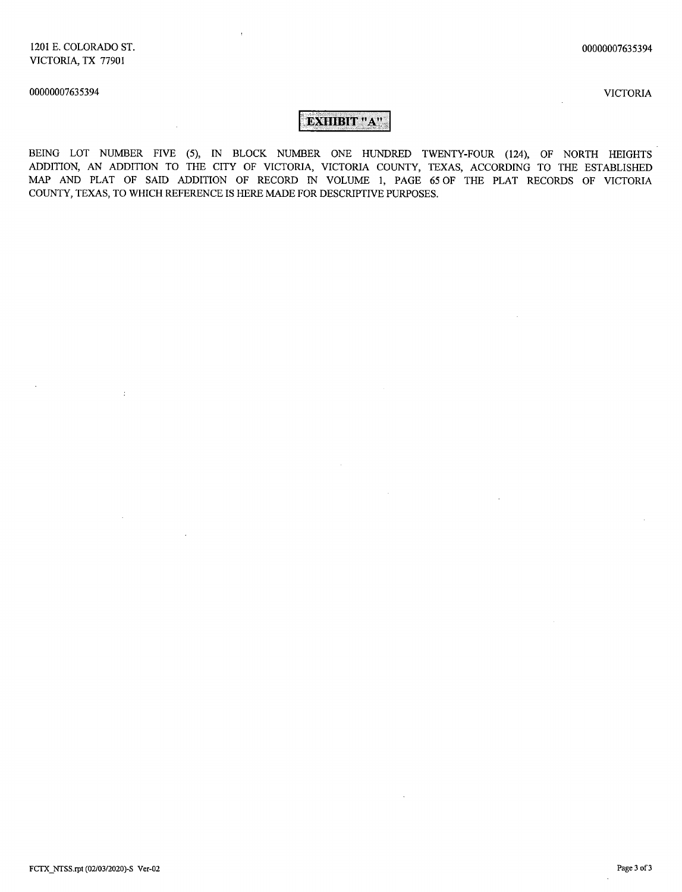1201 E. COLORADO ST.
VICTORIA, TX 77901

00000007635394

00000007635394

VICTORIA

# EXHIBIT "A"

BEING LOT NUMBER FIVE (5), IN BLOCK NUMBER ONE HUNDRED TWENTY-FOUR (124), OF NORTH HEIGHTS ADDITION, AN ADDITION TO THE CITY OF VICTORIA, VICTORIA COUNTY, TEXAS, ACCORDING TO THE ESTABLISHED MAP AND PLAT OF SAID ADDITION OF RECORD IN VOLUME 1, PAGE 65 OF THE PLAT RECORDS OF VICTORIA COUNTY, TEXAS, TO WHICH REFERENCE IS HERE MADE FOR DESCRIPTIVE PURPOSES.

FCTX_NTSS.rpt (02/03/2020)-S Ver-02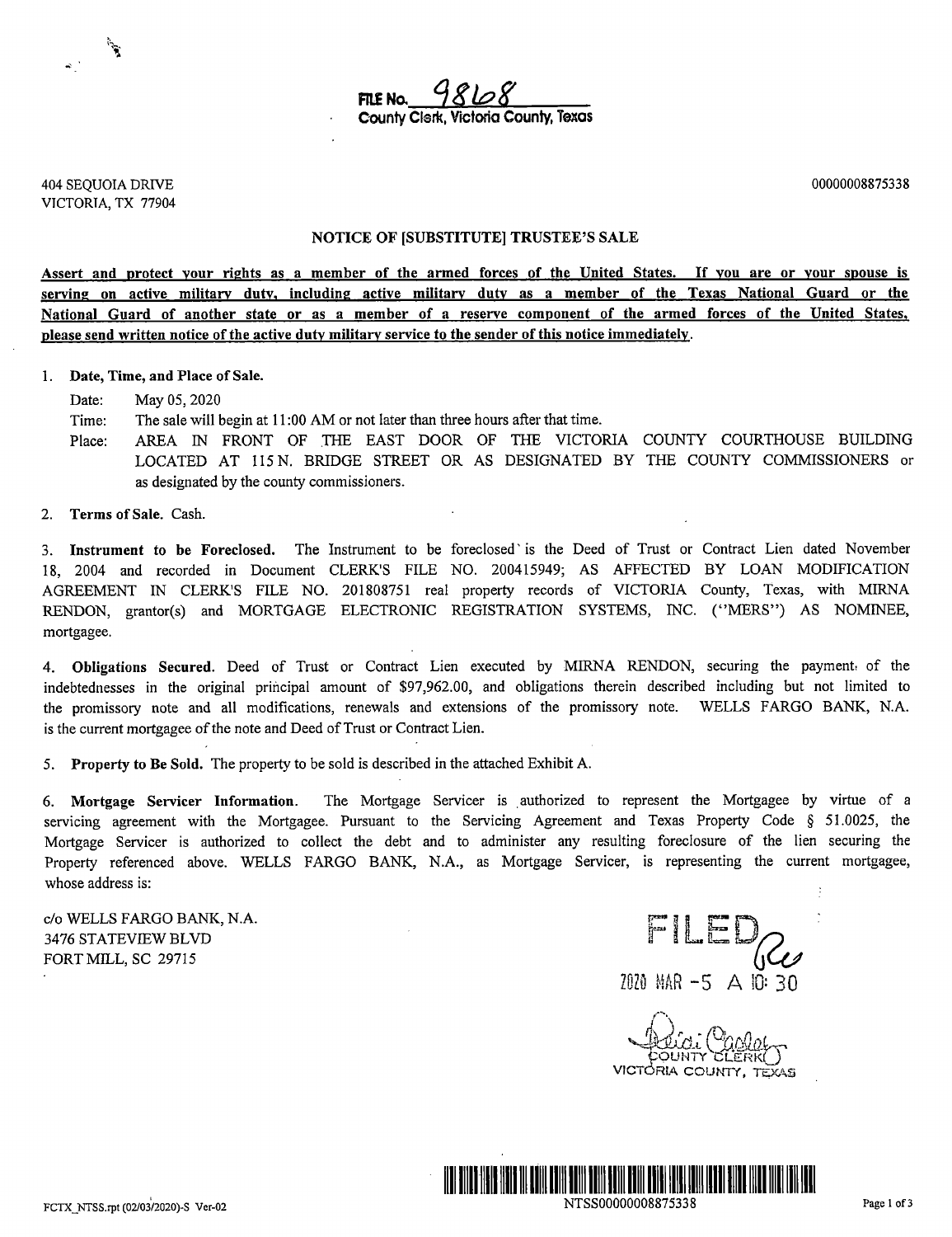**FILE No. 9868**
**County Clerk, Victoria County, Texas**

404 SEQUOIA DRIVE
VICTORIA, TX 77904

00000008875338

## NOTICE OF [SUBSTITUTE] TRUSTEE'S SALE

**Assert and protect your rights as a member of the armed forces of the United States. If you are or your spouse is serving on active military duty, including active military duty as a member of the Texas National Guard or the National Guard of another state or as a member of a reserve component of the armed forces of the United States, please send written notice of the active duty military service to the sender of this notice immediately.**

1. **Date, Time, and Place of Sale.**

   Date: May 05, 2020

   Time: The sale will begin at 11:00 AM or not later than three hours after that time.

   Place: AREA IN FRONT OF THE EAST DOOR OF THE VICTORIA COUNTY COURTHOUSE BUILDING LOCATED AT 115 N. BRIDGE STREET OR AS DESIGNATED BY THE COUNTY COMMISSIONERS or as designated by the county commissioners.

2. **Terms of Sale.** Cash.

3. **Instrument to be Foreclosed.** The Instrument to be foreclosed is the Deed of Trust or Contract Lien dated November 18, 2004 and recorded in Document CLERK'S FILE NO. 200415949; AS AFFECTED BY LOAN MODIFICATION AGREEMENT IN CLERK'S FILE NO. 201808751 real property records of VICTORIA County, Texas, with MIRNA RENDON, grantor(s) and MORTGAGE ELECTRONIC REGISTRATION SYSTEMS, INC. ("MERS") AS NOMINEE, mortgagee.

4. **Obligations Secured.** Deed of Trust or Contract Lien executed by MIRNA RENDON, securing the payment of the indebtednesses in the original principal amount of $97,962.00, and obligations therein described including but not limited to the promissory note and all modifications, renewals and extensions of the promissory note. WELLS FARGO BANK, N.A. is the current mortgagee of the note and Deed of Trust or Contract Lien.

5. **Property to Be Sold.** The property to be sold is described in the attached Exhibit A.

6. **Mortgage Servicer Information.** The Mortgage Servicer is authorized to represent the Mortgagee by virtue of a servicing agreement with the Mortgagee. Pursuant to the Servicing Agreement and Texas Property Code § 51.0025, the Mortgage Servicer is authorized to collect the debt and to administer any resulting foreclosure of the lien securing the Property referenced above. WELLS FARGO BANK, N.A., as Mortgage Servicer, is representing the current mortgagee, whose address is:

c/o WELLS FARGO BANK, N.A.
3476 STATEVIEW BLVD
FORT MILL, SC 29715

FILED
2020 MAR -5 A 10:30

COUNTY CLERK
VICTORIA COUNTY, TEXAS

NTSS00000008875338

FCTX_NTSS.rpt (02/03/2020)-S Ver-02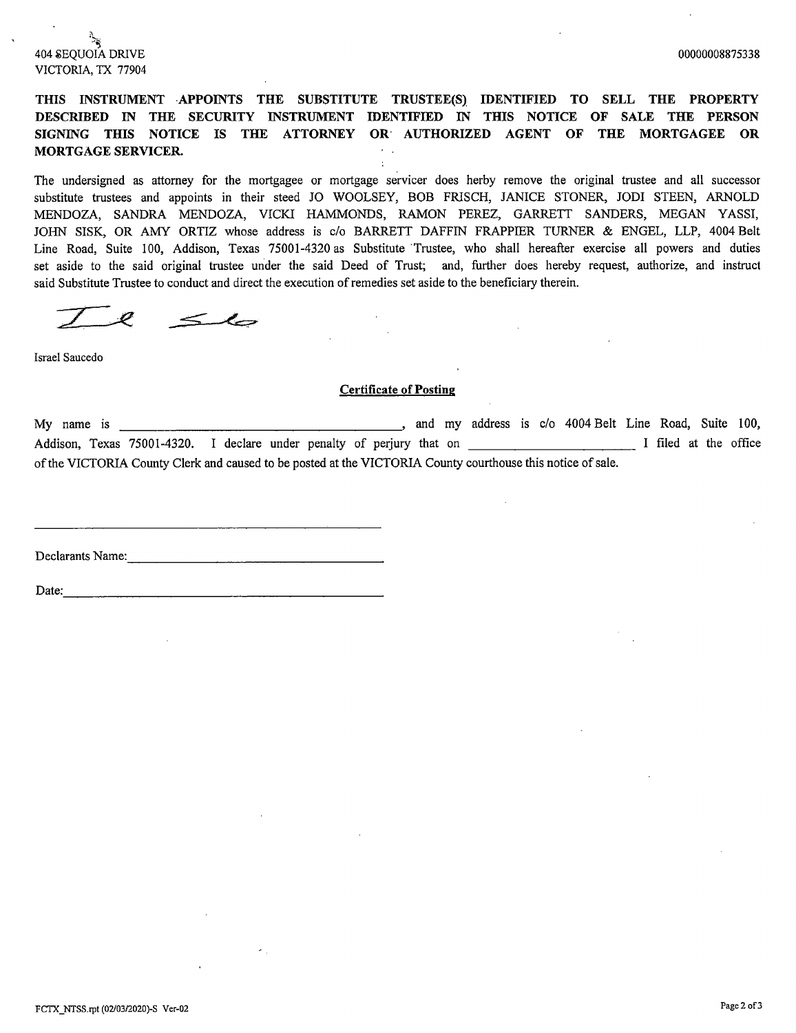404 SEQUOIA DRIVE
VICTORIA, TX 77904

00000008875338

**THIS INSTRUMENT APPOINTS THE SUBSTITUTE TRUSTEE(S) IDENTIFIED TO SELL THE PROPERTY DESCRIBED IN THE SECURITY INSTRUMENT IDENTIFIED IN THIS NOTICE OF SALE THE PERSON SIGNING THIS NOTICE IS THE ATTORNEY OR AUTHORIZED AGENT OF THE MORTGAGEE OR MORTGAGE SERVICER.**

The undersigned as attorney for the mortgagee or mortgage servicer does herby remove the original trustee and all successor substitute trustees and appoints in their steed JO WOOLSEY, BOB FRISCH, JANICE STONER, JODI STEEN, ARNOLD MENDOZA, SANDRA MENDOZA, VICKI HAMMONDS, RAMON PEREZ, GARRETT SANDERS, MEGAN YASSI, JOHN SISK, OR AMY ORTIZ whose address is c/o BARRETT DAFFIN FRAPPIER TURNER & ENGEL, LLP, 4004 Belt Line Road, Suite 100, Addison, Texas 75001-4320 as Substitute Trustee, who shall hereafter exercise all powers and duties set aside to the said original trustee under the said Deed of Trust; and, further does hereby request, authorize, and instruct said Substitute Trustee to conduct and direct the execution of remedies set aside to the beneficiary therein.

Israel Saucedo

## Certificate of Posting

My name is ______________________________, and my address is c/o 4004 Belt Line Road, Suite 100, Addison, Texas 75001-4320. I declare under penalty of perjury that on ____________________ I filed at the office of the VICTORIA County Clerk and caused to be posted at the VICTORIA County courthouse this notice of sale.

______________________________

Declarants Name: ______________________________

Date: ______________________________

FCTX_NTSS.rpt (02/03/2020)-S Ver-02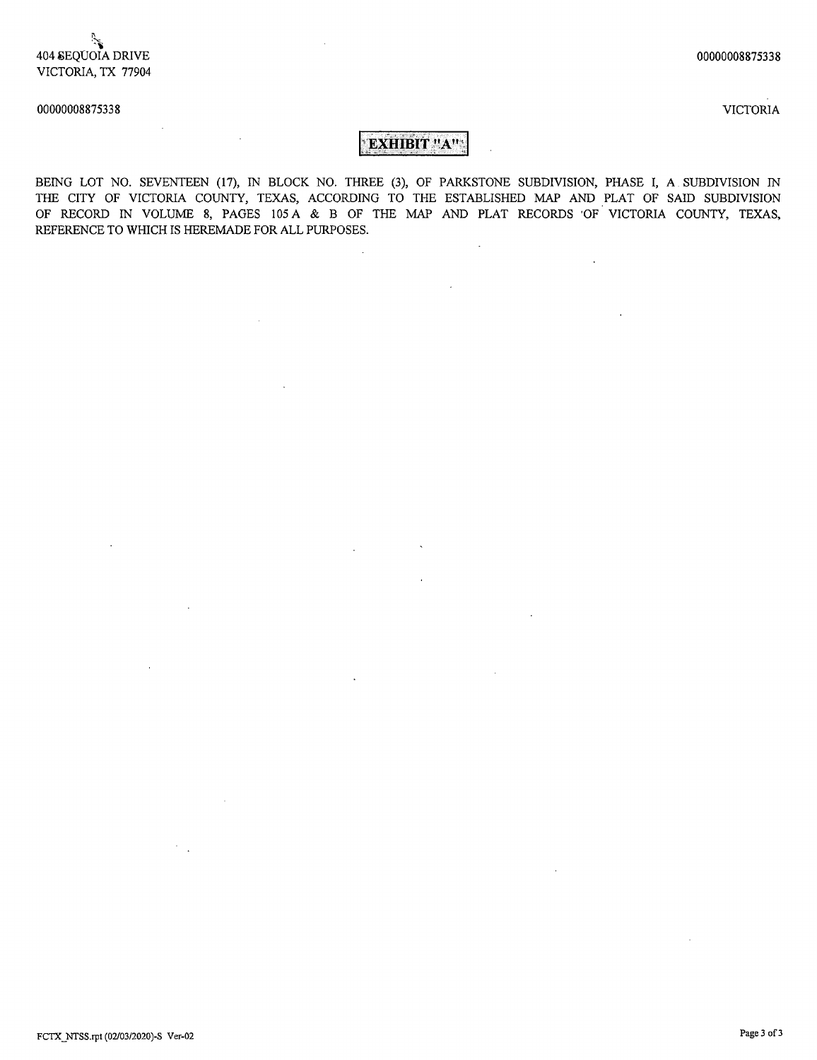404 SEQUOIA DRIVE
VICTORIA, TX 77904

00000008875338

00000008875338

VICTORIA

**EXHIBIT "A"**

BEING LOT NO. SEVENTEEN (17), IN BLOCK NO. THREE (3), OF PARKSTONE SUBDIVISION, PHASE I, A SUBDIVISION IN THE CITY OF VICTORIA COUNTY, TEXAS, ACCORDING TO THE ESTABLISHED MAP AND PLAT OF SAID SUBDIVISION OF RECORD IN VOLUME 8, PAGES 105 A & B OF THE MAP AND PLAT RECORDS OF VICTORIA COUNTY, TEXAS, REFERENCE TO WHICH IS HEREMADE FOR ALL PURPOSES.

FCTX_NTSS.rpt (02/03/2020)-S Ver-02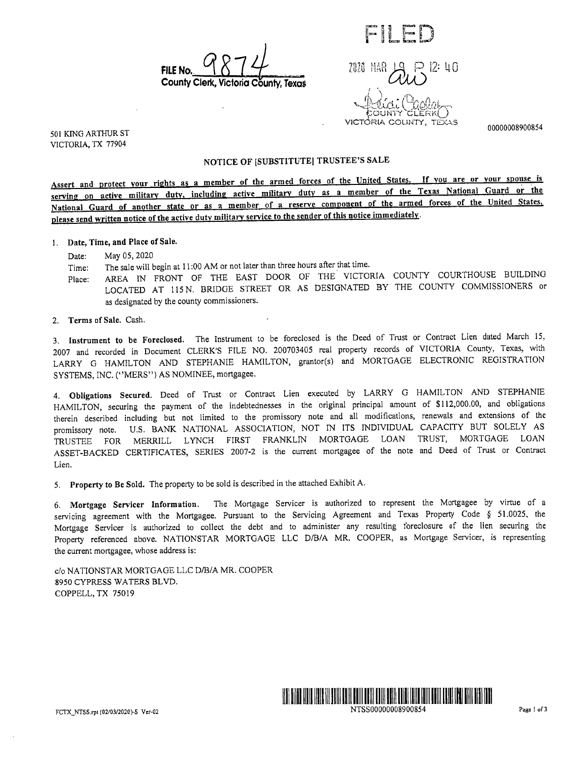**FILE No.** 9874
**County Clerk, Victoria County, Texas**

FILED

2020 MAR 19 P 12:40

COUNTY CLERK
VICTORIA COUNTY, TEXAS

00000008900854

501 KING ARTHUR ST
VICTORIA, TX 77904

## NOTICE OF [SUBSTITUTE] TRUSTEE'S SALE

**Assert and protect your rights as a member of the armed forces of the United States. If you are or your spouse is serving on active military duty, including active military duty as a member of the Texas National Guard or the National Guard of another state or as a member of a reserve component of the armed forces of the United States, please send written notice of the active duty military service to the sender of this notice immediately.**

1. **Date, Time, and Place of Sale.**

   Date: May 05, 2020

   Time: The sale will begin at 11:00 AM or not later than three hours after that time.

   Place: AREA IN FRONT OF THE EAST DOOR OF THE VICTORIA COUNTY COURTHOUSE BUILDING LOCATED AT 115 N. BRIDGE STREET OR AS DESIGNATED BY THE COUNTY COMMISSIONERS or as designated by the county commissioners.

2. **Terms of Sale.** Cash.

3. **Instrument to be Foreclosed.** The Instrument to be foreclosed is the Deed of Trust or Contract Lien dated March 15, 2007 and recorded in Document CLERK'S FILE NO. 200703405 real property records of VICTORIA County, Texas, with LARRY G HAMILTON AND STEPHANIE HAMILTON, grantor(s) and MORTGAGE ELECTRONIC REGISTRATION SYSTEMS, INC. ("MERS") AS NOMINEE, mortgagee.

4. **Obligations Secured.** Deed of Trust or Contract Lien executed by LARRY G HAMILTON AND STEPHANIE HAMILTON, securing the payment of the indebtednesses in the original principal amount of $112,000.00, and obligations therein described including but not limited to the promissory note and all modifications, renewals and extensions of the promissory note. U.S. BANK NATIONAL ASSOCIATION, NOT IN ITS INDIVIDUAL CAPACITY BUT SOLELY AS TRUSTEE FOR MERRILL LYNCH FIRST FRANKLIN MORTGAGE LOAN TRUST, MORTGAGE LOAN ASSET-BACKED CERTIFICATES, SERIES 2007-2 is the current mortgagee of the note and Deed of Trust or Contract Lien.

5. **Property to Be Sold.** The property to be sold is described in the attached Exhibit A.

6. **Mortgage Servicer Information.** The Mortgage Servicer is authorized to represent the Mortgagee by virtue of a servicing agreement with the Mortgagee. Pursuant to the Servicing Agreement and Texas Property Code § 51.0025, the Mortgage Servicer is authorized to collect the debt and to administer any resulting foreclosure of the lien securing the Property referenced above. NATIONSTAR MORTGAGE LLC D/B/A MR. COOPER, as Mortgage Servicer, is representing the current mortgagee, whose address is:

c/o NATIONSTAR MORTGAGE LLC D/B/A MR. COOPER
8950 CYPRESS WATERS BLVD.
COPPELL, TX 75019

FCTX_NTSS.rpt (02/03/2020)-S Ver-02

NTSS00000008900854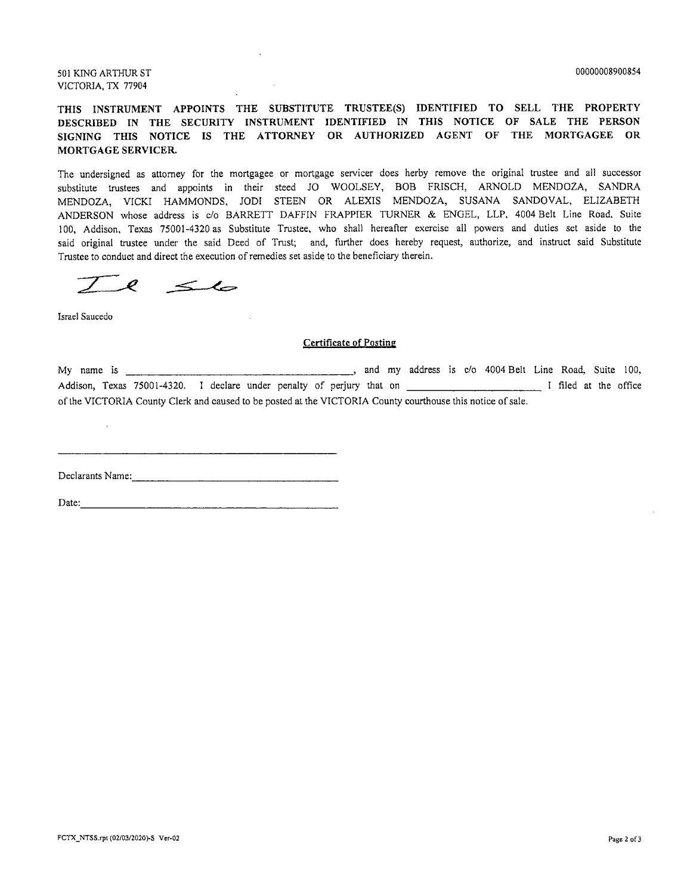501 KING ARTHUR ST
VICTORIA, TX 77904

00000008900854

**THIS INSTRUMENT APPOINTS THE SUBSTITUTE TRUSTEE(S) IDENTIFIED TO SELL THE PROPERTY DESCRIBED IN THE SECURITY INSTRUMENT IDENTIFIED IN THIS NOTICE OF SALE THE PERSON SIGNING THIS NOTICE IS THE ATTORNEY OR AUTHORIZED AGENT OF THE MORTGAGEE OR MORTGAGE SERVICER.**

The undersigned as attorney for the mortgagee or mortgage servicer does herby remove the original trustee and all successor substitute trustees and appoints in their steed JO WOOLSEY, BOB FRISCH, ARNOLD MENDOZA, SANDRA MENDOZA, VICKI HAMMONDS, JODI STEEN OR ALEXIS MENDOZA, SUSANA SANDOVAL, ELIZABETH ANDERSON whose address is c/o BARRETT DAFFIN FRAPPIER TURNER & ENGEL, LLP, 4004 Belt Line Road, Suite 100, Addison, Texas 75001-4320 as Substitute Trustee, who shall hereafter exercise all powers and duties set aside to the said original trustee under the said Deed of Trust; and, further does hereby request, authorize, and instruct said Substitute Trustee to conduct and direct the execution of remedies set aside to the beneficiary therein.

Israel Saucedo

**Certificate of Posting**

My name is ____________________, and my address is c/o 4004 Belt Line Road, Suite 100, Addison, Texas 75001-4320. I declare under penalty of perjury that on ____________________ I filed at the office of the VICTORIA County Clerk and caused to be posted at the VICTORIA County courthouse this notice of sale.

____________________

Declarants Name: ____________________

Date: ____________________

FCTX_NTSS.rpt (02/03/2020)-S Ver-02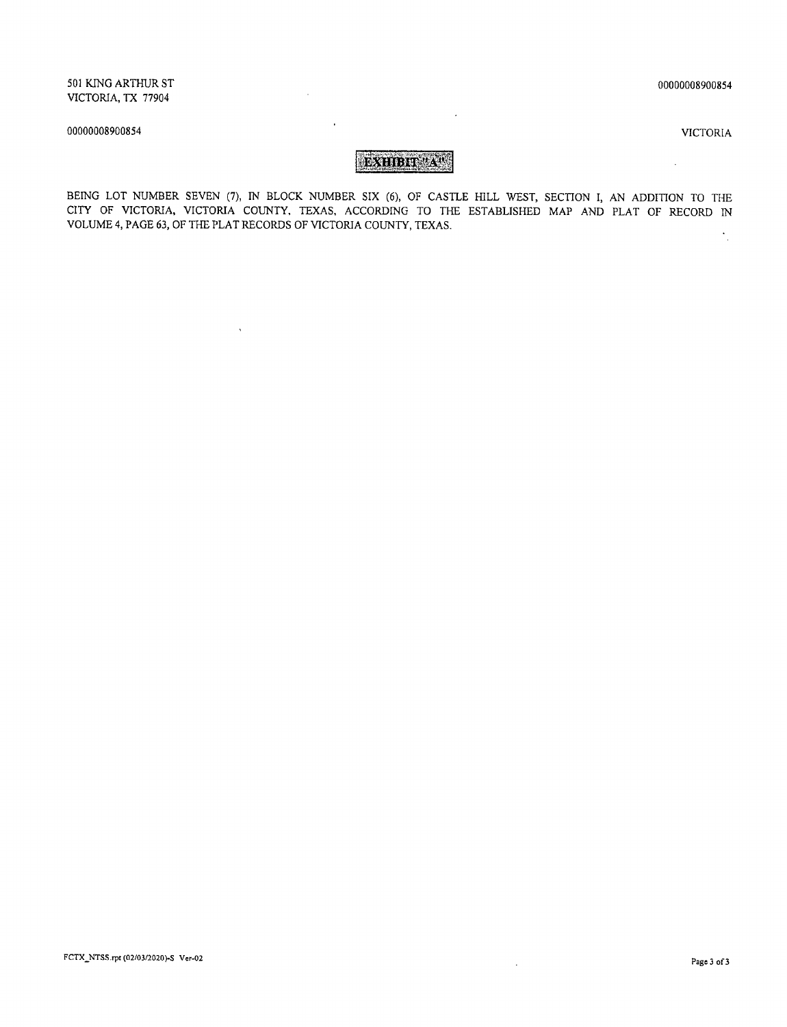501 KING ARTHUR ST
VICTORIA, TX 77904

00000008900854

00000008900854

VICTORIA

# EXHIBIT "A"

BEING LOT NUMBER SEVEN (7), IN BLOCK NUMBER SIX (6), OF CASTLE HILL WEST, SECTION I, AN ADDITION TO THE CITY OF VICTORIA, VICTORIA COUNTY, TEXAS, ACCORDING TO THE ESTABLISHED MAP AND PLAT OF RECORD IN VOLUME 4, PAGE 63, OF THE PLAT RECORDS OF VICTORIA COUNTY, TEXAS.

FCTX_NTSS.rpt (02/03/2020)-S Ver-02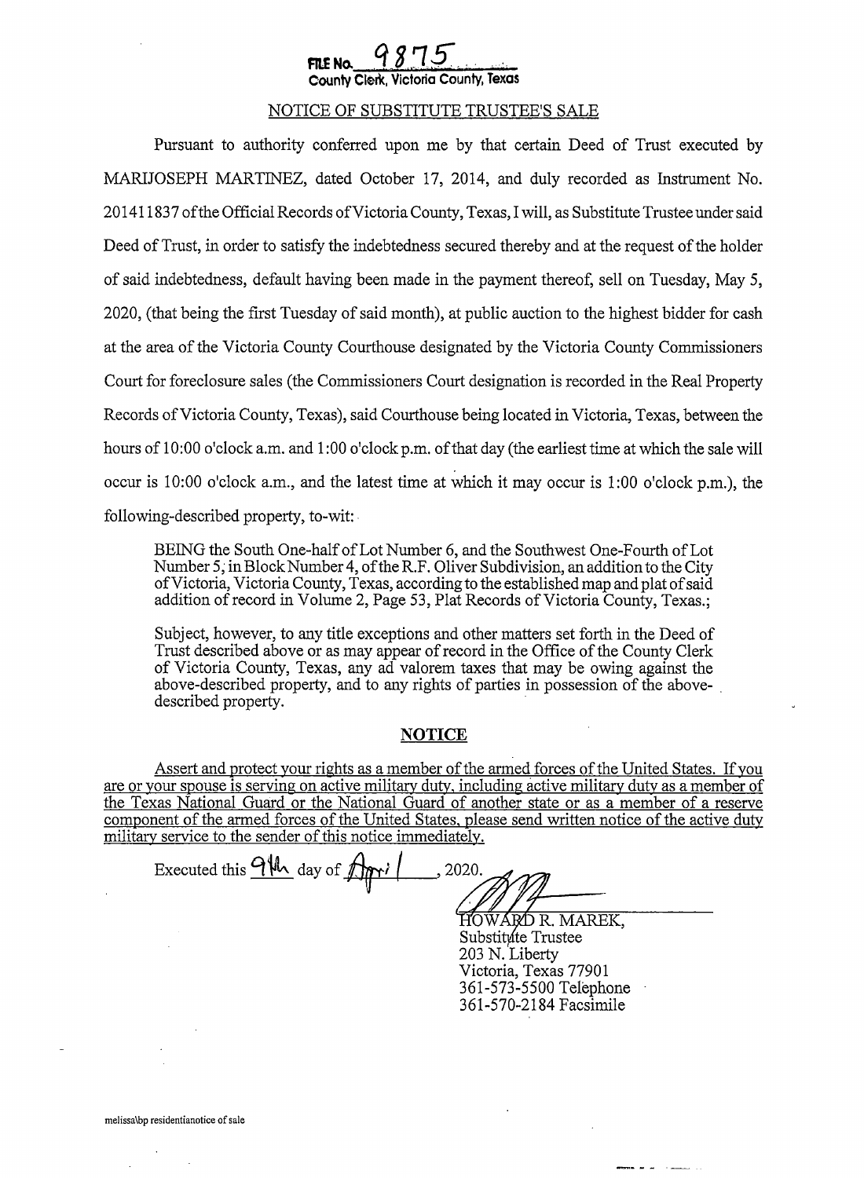**FILE No.** 9875

**County Clerk, Victoria County, Texas**

NOTICE OF SUBSTITUTE TRUSTEE'S SALE

Pursuant to authority conferred upon me by that certain Deed of Trust executed by MARIJOSEPH MARTINEZ, dated October 17, 2014, and duly recorded as Instrument No. 201411837 of the Official Records of Victoria County, Texas, I will, as Substitute Trustee under said Deed of Trust, in order to satisfy the indebtedness secured thereby and at the request of the holder of said indebtedness, default having been made in the payment thereof, sell on Tuesday, May 5, 2020, (that being the first Tuesday of said month), at public auction to the highest bidder for cash at the area of the Victoria County Courthouse designated by the Victoria County Commissioners Court for foreclosure sales (the Commissioners Court designation is recorded in the Real Property Records of Victoria County, Texas), said Courthouse being located in Victoria, Texas, between the hours of 10:00 o'clock a.m. and 1:00 o'clock p.m. of that day (the earliest time at which the sale will occur is 10:00 o'clock a.m., and the latest time at which it may occur is 1:00 o'clock p.m.), the following-described property, to-wit:

> BEING the South One-half of Lot Number 6, and the Southwest One-Fourth of Lot Number 5, in Block Number 4, of the R.F. Oliver Subdivision, an addition to the City of Victoria, Victoria County, Texas, according to the established map and plat of said addition of record in Volume 2, Page 53, Plat Records of Victoria County, Texas.;
>
> Subject, however, to any title exceptions and other matters set forth in the Deed of Trust described above or as may appear of record in the Office of the County Clerk of Victoria County, Texas, any ad valorem taxes that may be owing against the above-described property, and to any rights of parties in possession of the above-described property.

**NOTICE**

Assert and protect your rights as a member of the armed forces of the United States. If you are or your spouse is serving on active military duty, including active military duty as a member of the Texas National Guard or the National Guard of another state or as a member of a reserve component of the armed forces of the United States, please send written notice of the active duty military service to the sender of this notice immediately.

Executed this 9th day of April, 2020.

HOWARD R. MAREK,
Substitute Trustee
203 N. Liberty
Victoria, Texas 77901
361-573-5500 Telephone
361-570-2184 Facsimile

melissa\bp residential\notice of sale